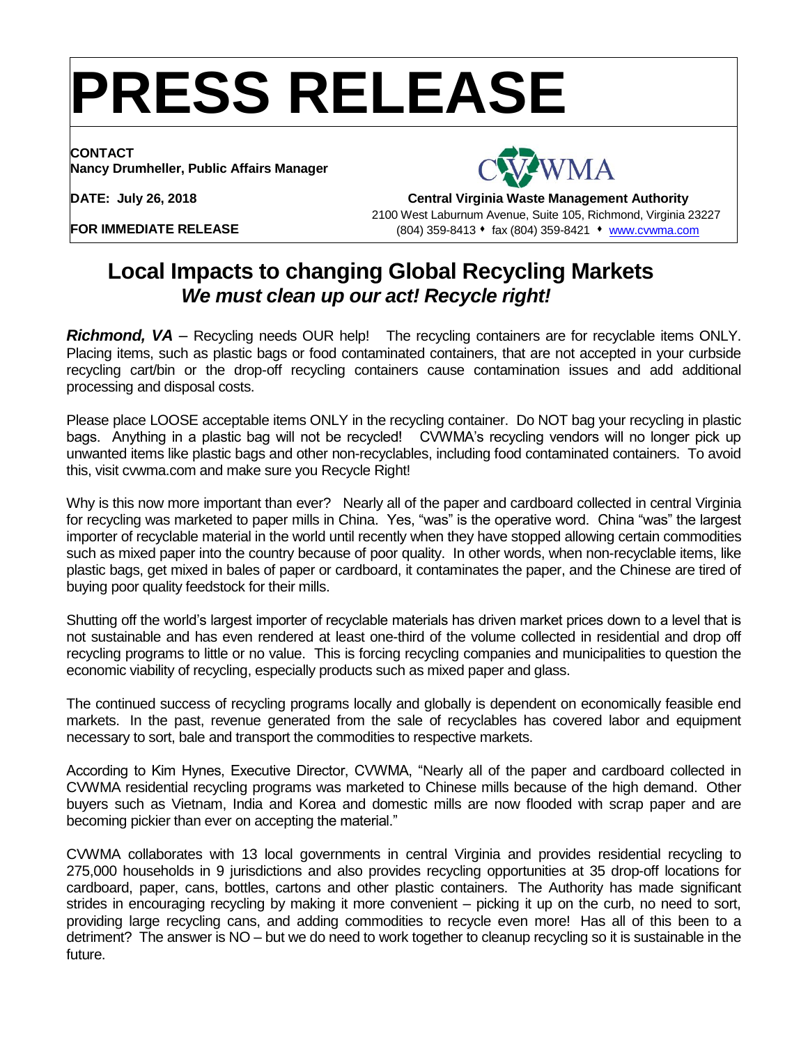# PRESS RELEASE

**CONTACT**
**Nancy Drumheller, Public Affairs Manager**

**DATE: July 26, 2018**

**FOR IMMEDIATE RELEASE**

CVWMA

**Central Virginia Waste Management Authority**
2100 West Laburnum Avenue, Suite 105, Richmond, Virginia 23227
(804) 359-8413 ♦ fax (804) 359-8421 ♦ www.cvwma.com

## Local Impacts to changing Global Recycling Markets
### *We must clean up our act! Recycle right!*

***Richmond, VA*** – Recycling needs OUR help! The recycling containers are for recyclable items ONLY. Placing items, such as plastic bags or food contaminated containers, that are not accepted in your curbside recycling cart/bin or the drop-off recycling containers cause contamination issues and add additional processing and disposal costs.

Please place LOOSE acceptable items ONLY in the recycling container. Do NOT bag your recycling in plastic bags. Anything in a plastic bag will not be recycled! CVWMA's recycling vendors will no longer pick up unwanted items like plastic bags and other non-recyclables, including food contaminated containers. To avoid this, visit cvwma.com and make sure you Recycle Right!

Why is this now more important than ever? Nearly all of the paper and cardboard collected in central Virginia for recycling was marketed to paper mills in China. Yes, "was" is the operative word. China "was" the largest importer of recyclable material in the world until recently when they have stopped allowing certain commodities such as mixed paper into the country because of poor quality. In other words, when non-recyclable items, like plastic bags, get mixed in bales of paper or cardboard, it contaminates the paper, and the Chinese are tired of buying poor quality feedstock for their mills.

Shutting off the world's largest importer of recyclable materials has driven market prices down to a level that is not sustainable and has even rendered at least one-third of the volume collected in residential and drop off recycling programs to little or no value. This is forcing recycling companies and municipalities to question the economic viability of recycling, especially products such as mixed paper and glass.

The continued success of recycling programs locally and globally is dependent on economically feasible end markets. In the past, revenue generated from the sale of recyclables has covered labor and equipment necessary to sort, bale and transport the commodities to respective markets.

According to Kim Hynes, Executive Director, CVWMA, "Nearly all of the paper and cardboard collected in CVWMA residential recycling programs was marketed to Chinese mills because of the high demand. Other buyers such as Vietnam, India and Korea and domestic mills are now flooded with scrap paper and are becoming pickier than ever on accepting the material."

CVWMA collaborates with 13 local governments in central Virginia and provides residential recycling to 275,000 households in 9 jurisdictions and also provides recycling opportunities at 35 drop-off locations for cardboard, paper, cans, bottles, cartons and other plastic containers. The Authority has made significant strides in encouraging recycling by making it more convenient – picking it up on the curb, no need to sort, providing large recycling cans, and adding commodities to recycle even more! Has all of this been to a detriment? The answer is NO – but we do need to work together to cleanup recycling so it is sustainable in the future.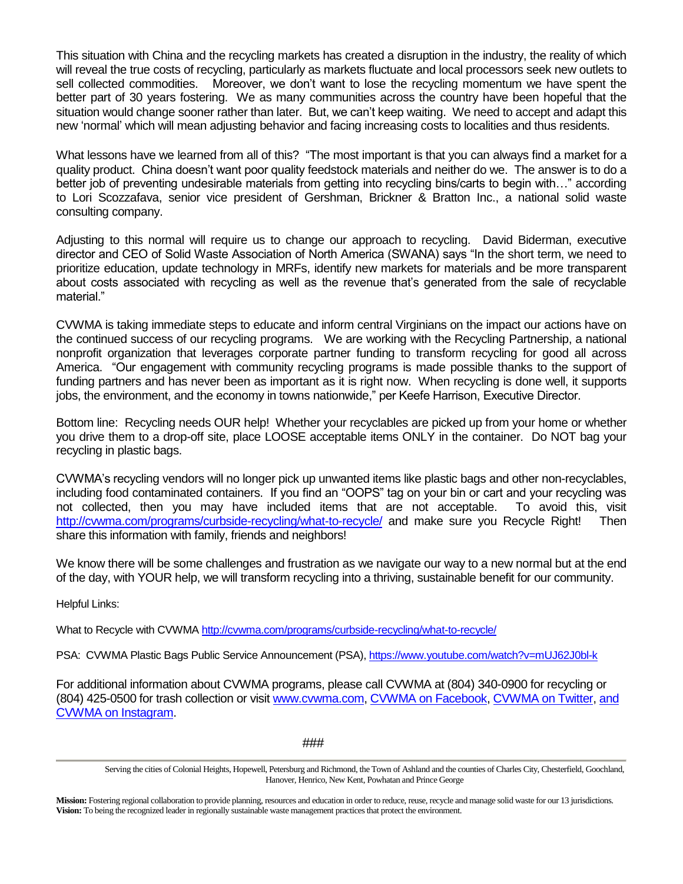This situation with China and the recycling markets has created a disruption in the industry, the reality of which will reveal the true costs of recycling, particularly as markets fluctuate and local processors seek new outlets to sell collected commodities. Moreover, we don't want to lose the recycling momentum we have spent the better part of 30 years fostering. We as many communities across the country have been hopeful that the situation would change sooner rather than later. But, we can't keep waiting. We need to accept and adapt this new 'normal' which will mean adjusting behavior and facing increasing costs to localities and thus residents.

What lessons have we learned from all of this? "The most important is that you can always find a market for a quality product. China doesn't want poor quality feedstock materials and neither do we. The answer is to do a better job of preventing undesirable materials from getting into recycling bins/carts to begin with…" according to Lori Scozzafava, senior vice president of Gershman, Brickner & Bratton Inc., a national solid waste consulting company.

Adjusting to this normal will require us to change our approach to recycling. David Biderman, executive director and CEO of Solid Waste Association of North America (SWANA) says "In the short term, we need to prioritize education, update technology in MRFs, identify new markets for materials and be more transparent about costs associated with recycling as well as the revenue that's generated from the sale of recyclable material."

CVWMA is taking immediate steps to educate and inform central Virginians on the impact our actions have on the continued success of our recycling programs. We are working with the Recycling Partnership, a national nonprofit organization that leverages corporate partner funding to transform recycling for good all across America. "Our engagement with community recycling programs is made possible thanks to the support of funding partners and has never been as important as it is right now. When recycling is done well, it supports jobs, the environment, and the economy in towns nationwide," per Keefe Harrison, Executive Director.

Bottom line: Recycling needs OUR help! Whether your recyclables are picked up from your home or whether you drive them to a drop-off site, place LOOSE acceptable items ONLY in the container. Do NOT bag your recycling in plastic bags.

CVWMA's recycling vendors will no longer pick up unwanted items like plastic bags and other non-recyclables, including food contaminated containers. If you find an "OOPS" tag on your bin or cart and your recycling was not collected, then you may have included items that are not acceptable. To avoid this, visit http://cvwma.com/programs/curbside-recycling/what-to-recycle/ and make sure you Recycle Right! Then share this information with family, friends and neighbors!

We know there will be some challenges and frustration as we navigate our way to a new normal but at the end of the day, with YOUR help, we will transform recycling into a thriving, sustainable benefit for our community.

Helpful Links:

What to Recycle with CVWMA http://cvwma.com/programs/curbside-recycling/what-to-recycle/

PSA: CVWMA Plastic Bags Public Service Announcement (PSA), https://www.youtube.com/watch?v=mUJ62J0bl-k

For additional information about CVWMA programs, please call CVWMA at (804) 340-0900 for recycling or (804) 425-0500 for trash collection or visit www.cvwma.com, CVWMA on Facebook, CVWMA on Twitter, and CVWMA on Instagram.

###

Serving the cities of Colonial Heights, Hopewell, Petersburg and Richmond, the Town of Ashland and the counties of Charles City, Chesterfield, Goochland, Hanover, Henrico, New Kent, Powhatan and Prince George

**Mission:** Fostering regional collaboration to provide planning, resources and education in order to reduce, reuse, recycle and manage solid waste for our 13 jurisdictions.
**Vision:** To being the recognized leader in regionally sustainable waste management practices that protect the environment.